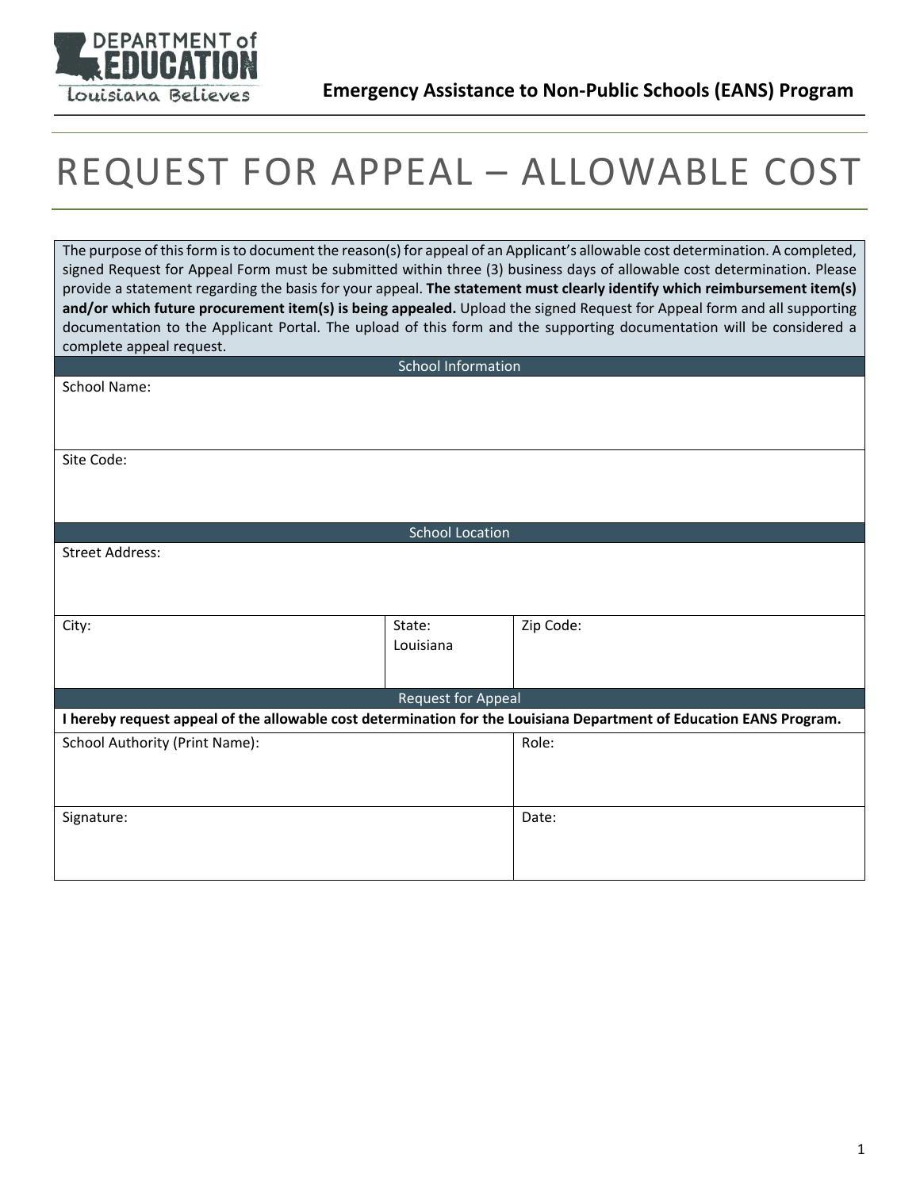**Emergency Assistance to Non-Public Schools (EANS) Program**

# REQUEST FOR APPEAL – ALLOWABLE COST

The purpose of this form is to document the reason(s) for appeal of an Applicant's allowable cost determination. A completed, signed Request for Appeal Form must be submitted within three (3) business days of allowable cost determination. Please provide a statement regarding the basis for your appeal. **The statement must clearly identify which reimbursement item(s) and/or which future procurement item(s) is being appealed.** Upload the signed Request for Appeal form and all supporting documentation to the Applicant Portal. The upload of this form and the supporting documentation will be considered a complete appeal request.

| School Information | | |
|---|---|---|
| School Name: | | |
| Site Code: | | |
| **School Location** | | |
| Street Address: | | |
| City: | State: Louisiana | Zip Code: |

| Request for Appeal | |
|---|---|
| **I hereby request appeal of the allowable cost determination for the Louisiana Department of Education EANS Program.** | |
| School Authority (Print Name): | Role: |
| Signature: | Date: |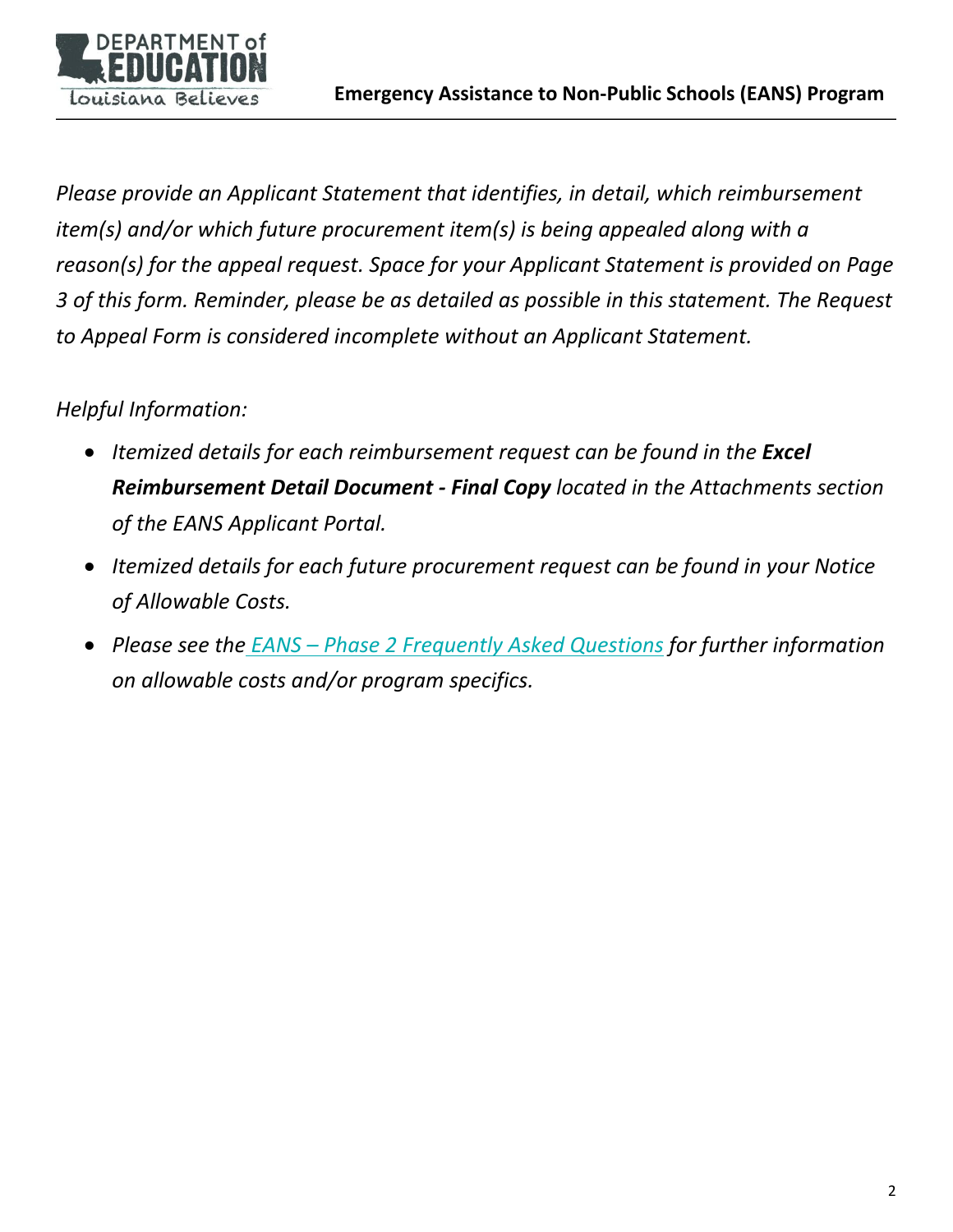*Please provide an Applicant Statement that identifies, in detail, which reimbursement item(s) and/or which future procurement item(s) is being appealed along with a reason(s) for the appeal request. Space for your Applicant Statement is provided on Page 3 of this form. Reminder, please be as detailed as possible in this statement. The Request to Appeal Form is considered incomplete without an Applicant Statement.*

*Helpful Information:*

- *Itemized details for each reimbursement request can be found in the* ***Excel Reimbursement Detail Document - Final Copy*** *located in the Attachments section of the EANS Applicant Portal.*
- *Itemized details for each future procurement request can be found in your Notice of Allowable Costs.*
- *Please see the [EANS – Phase 2 Frequently Asked Questions] for further information on allowable costs and/or program specifics.*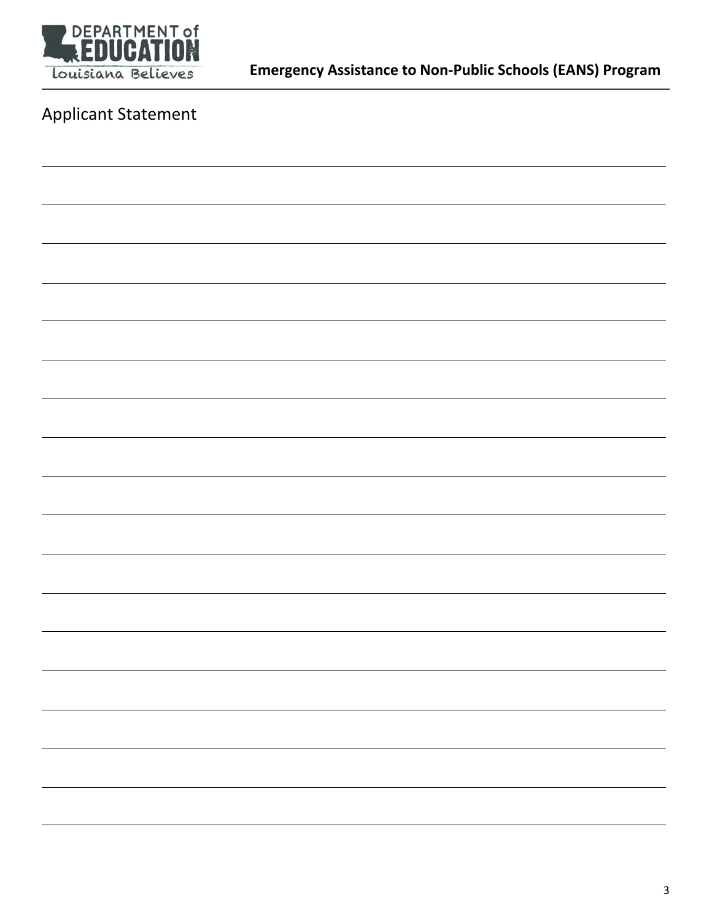## Applicant Statement